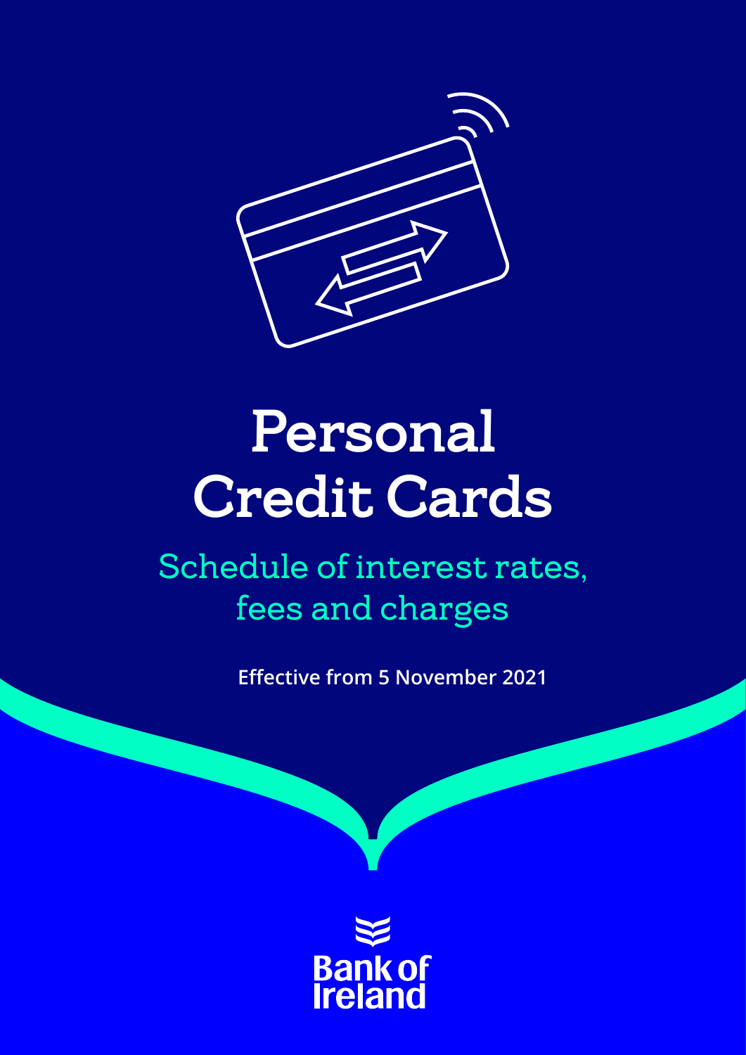# Personal Credit Cards

## Schedule of interest rates, fees and charges

**Effective from 5 November 2021**

Bank of Ireland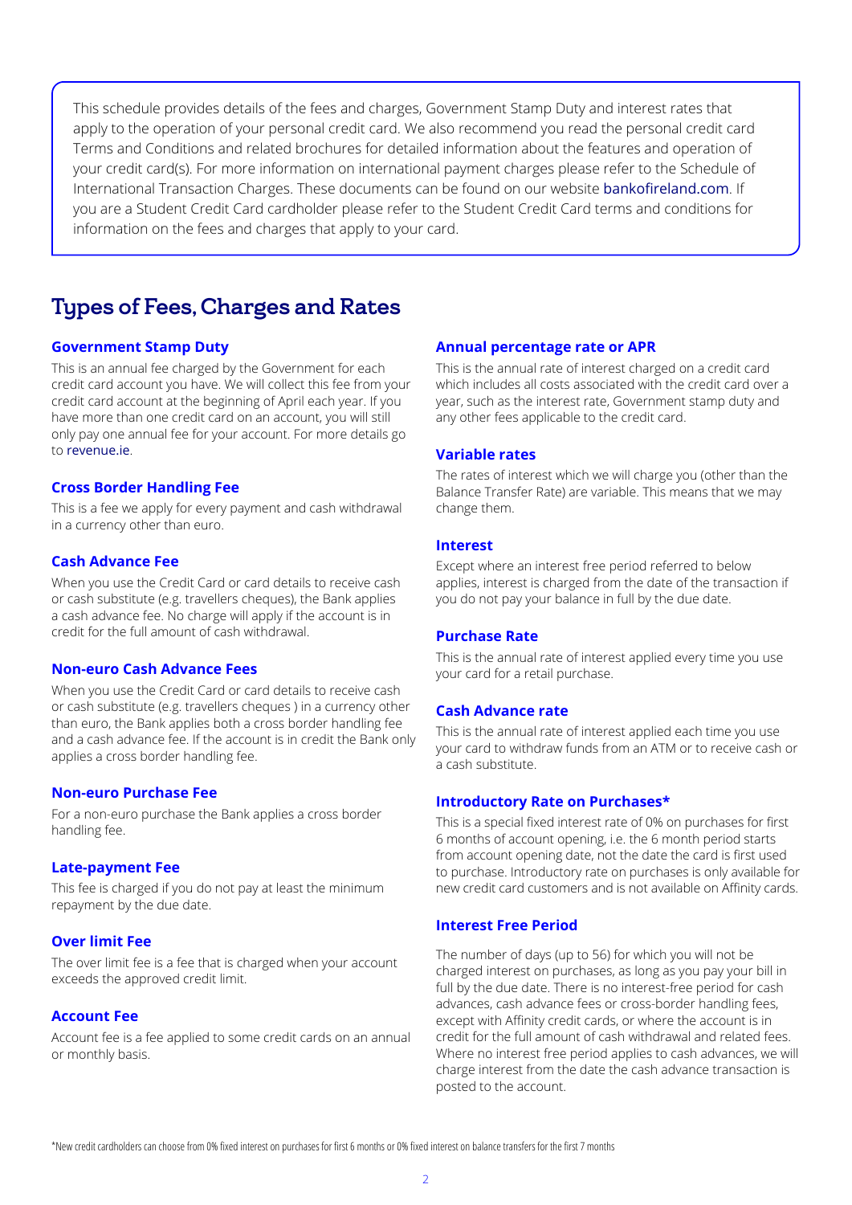This schedule provides details of the fees and charges, Government Stamp Duty and interest rates that apply to the operation of your personal credit card. We also recommend you read the personal credit card Terms and Conditions and related brochures for detailed information about the features and operation of your credit card(s). For more information on international payment charges please refer to the Schedule of International Transaction Charges. These documents can be found on our website bankofireland.com. If you are a Student Credit Card cardholder please refer to the Student Credit Card terms and conditions for information on the fees and charges that apply to your card.

# Types of Fees, Charges and Rates

### Government Stamp Duty

This is an annual fee charged by the Government for each credit card account you have. We will collect this fee from your credit card account at the beginning of April each year. If you have more than one credit card on an account, you will still only pay one annual fee for your account. For more details go to revenue.ie.

### Cross Border Handling Fee

This is a fee we apply for every payment and cash withdrawal in a currency other than euro.

### Cash Advance Fee

When you use the Credit Card or card details to receive cash or cash substitute (e.g. travellers cheques), the Bank applies a cash advance fee. No charge will apply if the account is in credit for the full amount of cash withdrawal.

### Non-euro Cash Advance Fees

When you use the Credit Card or card details to receive cash or cash substitute (e.g. travellers cheques ) in a currency other than euro, the Bank applies both a cross border handling fee and a cash advance fee. If the account is in credit the Bank only applies a cross border handling fee.

### Non-euro Purchase Fee

For a non-euro purchase the Bank applies a cross border handling fee.

### Late-payment Fee

This fee is charged if you do not pay at least the minimum repayment by the due date.

### Over limit Fee

The over limit fee is a fee that is charged when your account exceeds the approved credit limit.

### Account Fee

Account fee is a fee applied to some credit cards on an annual or monthly basis.

### Annual percentage rate or APR

This is the annual rate of interest charged on a credit card which includes all costs associated with the credit card over a year, such as the interest rate, Government stamp duty and any other fees applicable to the credit card.

### Variable rates

The rates of interest which we will charge you (other than the Balance Transfer Rate) are variable. This means that we may change them.

### Interest

Except where an interest free period referred to below applies, interest is charged from the date of the transaction if you do not pay your balance in full by the due date.

### Purchase Rate

This is the annual rate of interest applied every time you use your card for a retail purchase.

### Cash Advance rate

This is the annual rate of interest applied each time you use your card to withdraw funds from an ATM or to receive cash or a cash substitute.

### Introductory Rate on Purchases*

This is a special fixed interest rate of 0% on purchases for first 6 months of account opening, i.e. the 6 month period starts from account opening date, not the date the card is first used to purchase. Introductory rate on purchases is only available for new credit card customers and is not available on Affinity cards.

### Interest Free Period

The number of days (up to 56) for which you will not be charged interest on purchases, as long as you pay your bill in full by the due date. There is no interest-free period for cash advances, cash advance fees or cross-border handling fees, except with Affinity credit cards, or where the account is in credit for the full amount of cash withdrawal and related fees. Where no interest free period applies to cash advances, we will charge interest from the date the cash advance transaction is posted to the account.

*New credit cardholders can choose from 0% fixed interest on purchases for first 6 months or 0% fixed interest on balance transfers for the first 7 months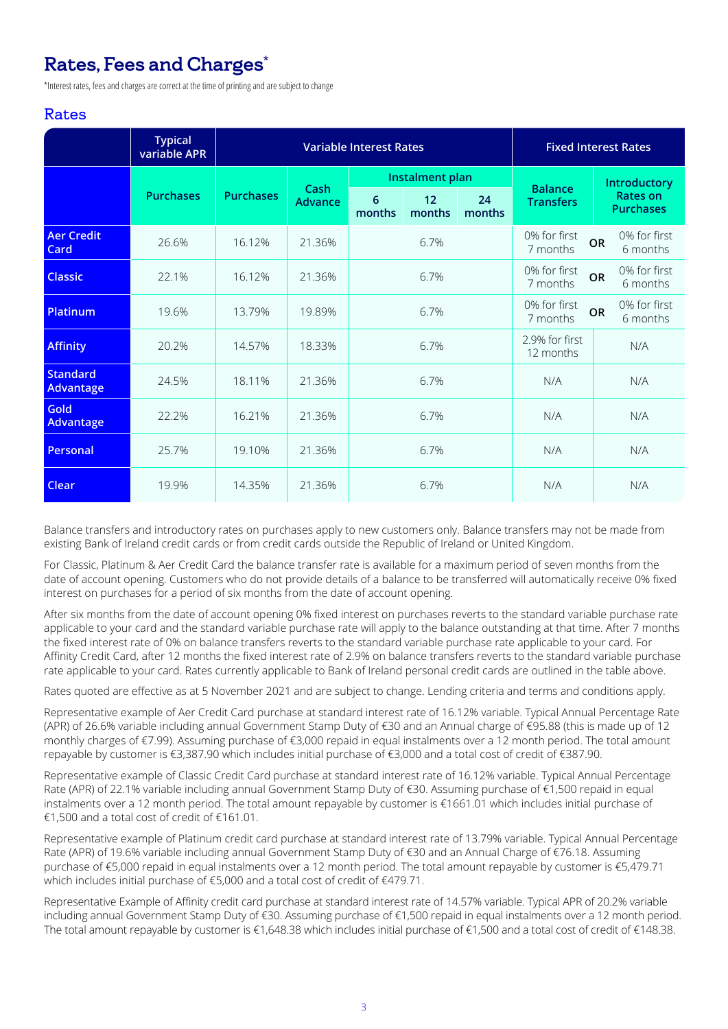# Rates, Fees and Charges*

*Interest rates, fees and charges are correct at the time of printing and are subject to change

## Rates

| | Typical variable APR | Variable Interest Rates | | | | | Fixed Interest Rates | | |
|---|---|---|---|---|---|---|---|---|---|
| | Purchases | Purchases | Cash Advance | Instalment plan | | | Balance Transfers | | Introductory Rates on Purchases |
| | | | | 6 months | 12 months | 24 months | | | |
| **Aer Credit Card** | 26.6% | 16.12% | 21.36% | 6.7% | | | 0% for first 7 months | OR | 0% for first 6 months |
| **Classic** | 22.1% | 16.12% | 21.36% | 6.7% | | | 0% for first 7 months | OR | 0% for first 6 months |
| **Platinum** | 19.6% | 13.79% | 19.89% | 6.7% | | | 0% for first 7 months | OR | 0% for first 6 months |
| **Affinity** | 20.2% | 14.57% | 18.33% | 6.7% | | | 2.9% for first 12 months | | N/A |
| **Standard Advantage** | 24.5% | 18.11% | 21.36% | 6.7% | | | N/A | | N/A |
| **Gold Advantage** | 22.2% | 16.21% | 21.36% | 6.7% | | | N/A | | N/A |
| **Personal** | 25.7% | 19.10% | 21.36% | 6.7% | | | N/A | | N/A |
| **Clear** | 19.9% | 14.35% | 21.36% | 6.7% | | | N/A | | N/A |

Balance transfers and introductory rates on purchases apply to new customers only. Balance transfers may not be made from existing Bank of Ireland credit cards or from credit cards outside the Republic of Ireland or United Kingdom.

For Classic, Platinum & Aer Credit Card the balance transfer rate is available for a maximum period of seven months from the date of account opening. Customers who do not provide details of a balance to be transferred will automatically receive 0% fixed interest on purchases for a period of six months from the date of account opening.

After six months from the date of account opening 0% fixed interest on purchases reverts to the standard variable purchase rate applicable to your card and the standard variable purchase rate will apply to the balance outstanding at that time. After 7 months the fixed interest rate of 0% on balance transfers reverts to the standard variable purchase rate applicable to your card. For Affinity Credit Card, after 12 months the fixed interest rate of 2.9% on balance transfers reverts to the standard variable purchase rate applicable to your card. Rates currently applicable to Bank of Ireland personal credit cards are outlined in the table above.

Rates quoted are effective as at 5 November 2021 and are subject to change. Lending criteria and terms and conditions apply.

Representative example of Aer Credit Card purchase at standard interest rate of 16.12% variable. Typical Annual Percentage Rate (APR) of 26.6% variable including annual Government Stamp Duty of €30 and an Annual charge of €95.88 (this is made up of 12 monthly charges of €7.99). Assuming purchase of €3,000 repaid in equal instalments over a 12 month period. The total amount repayable by customer is €3,387.90 which includes initial purchase of €3,000 and a total cost of credit of €387.90.

Representative example of Classic Credit Card purchase at standard interest rate of 16.12% variable. Typical Annual Percentage Rate (APR) of 22.1% variable including annual Government Stamp Duty of €30. Assuming purchase of €1,500 repaid in equal instalments over a 12 month period. The total amount repayable by customer is €1661.01 which includes initial purchase of €1,500 and a total cost of credit of €161.01.

Representative example of Platinum credit card purchase at standard interest rate of 13.79% variable. Typical Annual Percentage Rate (APR) of 19.6% variable including annual Government Stamp Duty of €30 and an Annual Charge of €76.18. Assuming purchase of €5,000 repaid in equal instalments over a 12 month period. The total amount repayable by customer is €5,479.71 which includes initial purchase of €5,000 and a total cost of credit of €479.71.

Representative Example of Affinity credit card purchase at standard interest rate of 14.57% variable. Typical APR of 20.2% variable including annual Government Stamp Duty of €30. Assuming purchase of €1,500 repaid in equal instalments over a 12 month period. The total amount repayable by customer is €1,648.38 which includes initial purchase of €1,500 and a total cost of credit of €148.38.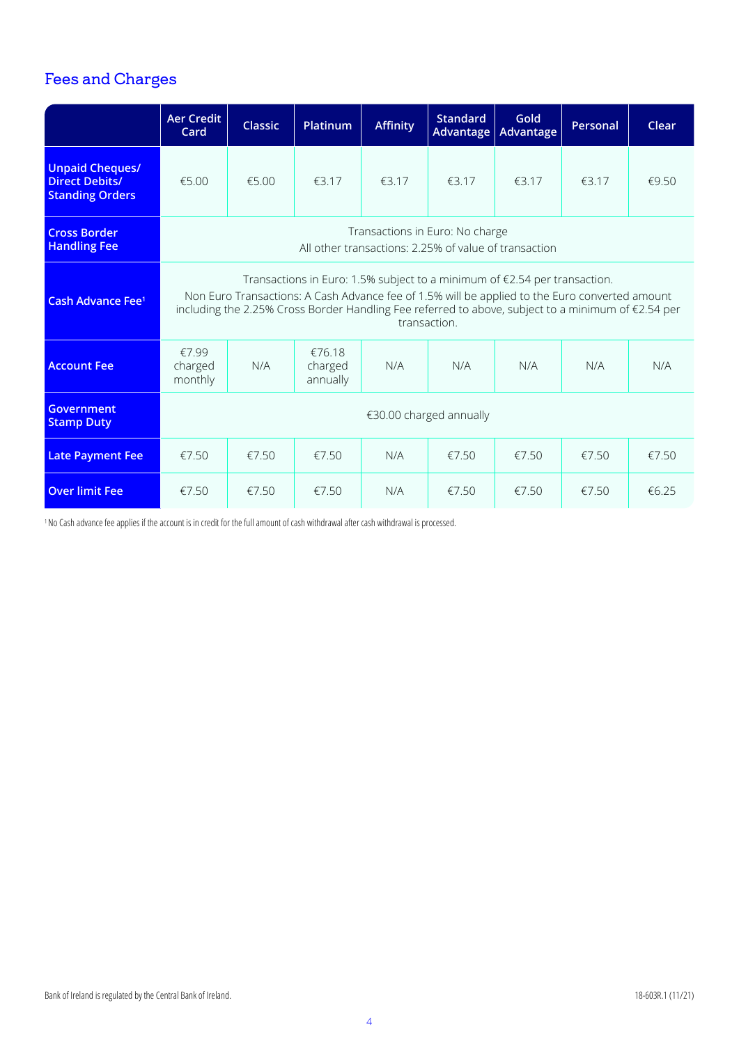## Fees and Charges

| | Aer Credit Card | Classic | Platinum | Affinity | Standard Advantage | Gold Advantage | Personal | Clear |
|---|---|---|---|---|---|---|---|---|
| **Unpaid Cheques/ Direct Debits/ Standing Orders** | €5.00 | €5.00 | €3.17 | €3.17 | €3.17 | €3.17 | €3.17 | €9.50 |
| **Cross Border Handling Fee** | Transactions in Euro: No charge<br>All other transactions: 2.25% of value of transaction | | | | | | | |
| **Cash Advance Fee[1]** | Transactions in Euro: 1.5% subject to a minimum of €2.54 per transaction.<br>Non Euro Transactions: A Cash Advance fee of 1.5% will be applied to the Euro converted amount including the 2.25% Cross Border Handling Fee referred to above, subject to a minimum of €2.54 per transaction. | | | | | | | |
| **Account Fee** | €7.99 charged monthly | N/A | €76.18 charged annually | N/A | N/A | N/A | N/A | N/A |
| **Government Stamp Duty** | €30.00 charged annually | | | | | | | |
| **Late Payment Fee** | €7.50 | €7.50 | €7.50 | N/A | €7.50 | €7.50 | €7.50 | €7.50 |
| **Over limit Fee** | €7.50 | €7.50 | €7.50 | N/A | €7.50 | €7.50 | €7.50 | €6.25 |

[1] No Cash advance fee applies if the account is in credit for the full amount of cash withdrawal after cash withdrawal is processed.

Bank of Ireland is regulated by the Central Bank of Ireland.

18-603R.1 (11/21)